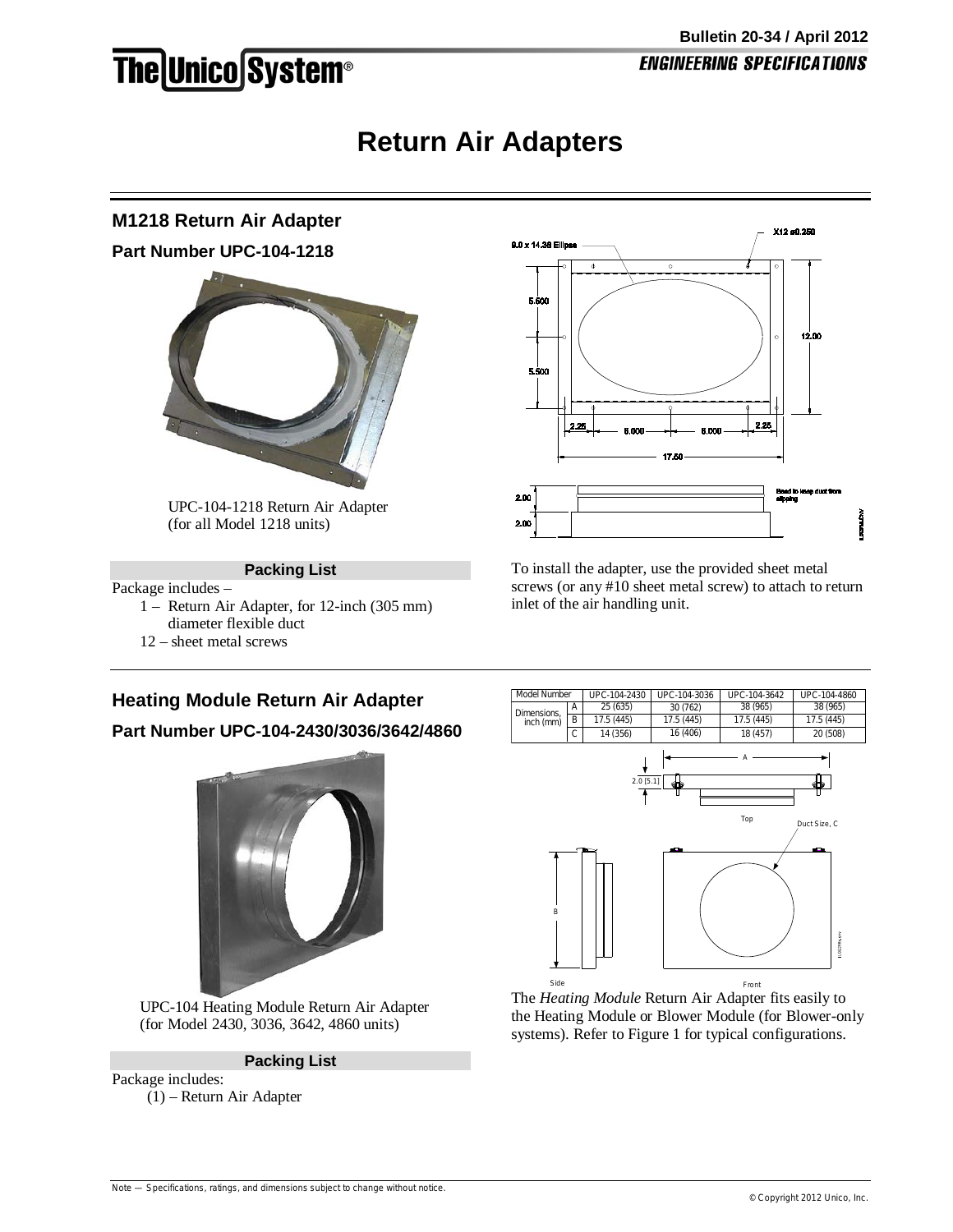# Return Air Adapters

## M1218 Return Air Adapter

### Part Number UPC-104-1218

UPC-104-1218 Return Air Adapter (for all Model 1218 units)

**Packing List**

Package includes –

- 1 – Return Air Adapter, for 12-inch (305 mm) diameter flexible duct
- 12 – sheet metal screws

To install the adapter, use the provided sheet metal screws (or any #10 sheet metal screw) to attach to return inlet of the air handling unit.

## Heating Module Return Air Adapter

### Part Number UPC-104-2430/3036/3642/4860

UPC-104 Heating Module Return Air Adapter (for Model 2430, 3036, 3642, 4860 units)

**Packing List**

Package includes:

(1) – Return Air Adapter

| Model Number | | UPC-104-2430 | UPC-104-3036 | UPC-104-3642 | UPC-104-4860 |
|---|---|---|---|---|---|
| Dimensions, inch (mm) | A | 25 (635) | 30 (762) | 38 (965) | 38 (965) |
| | B | 17.5 (445) | 17.5 (445) | 17.5 (445) | 17.5 (445) |
| | C | 14 (356) | 16 (406) | 18 (457) | 20 (508) |

The *Heating Module* Return Air Adapter fits easily to the Heating Module or Blower Module (for Blower-only systems). Refer to Figure 1 for typical configurations.

Note — Specifications, ratings, and dimensions subject to change without notice.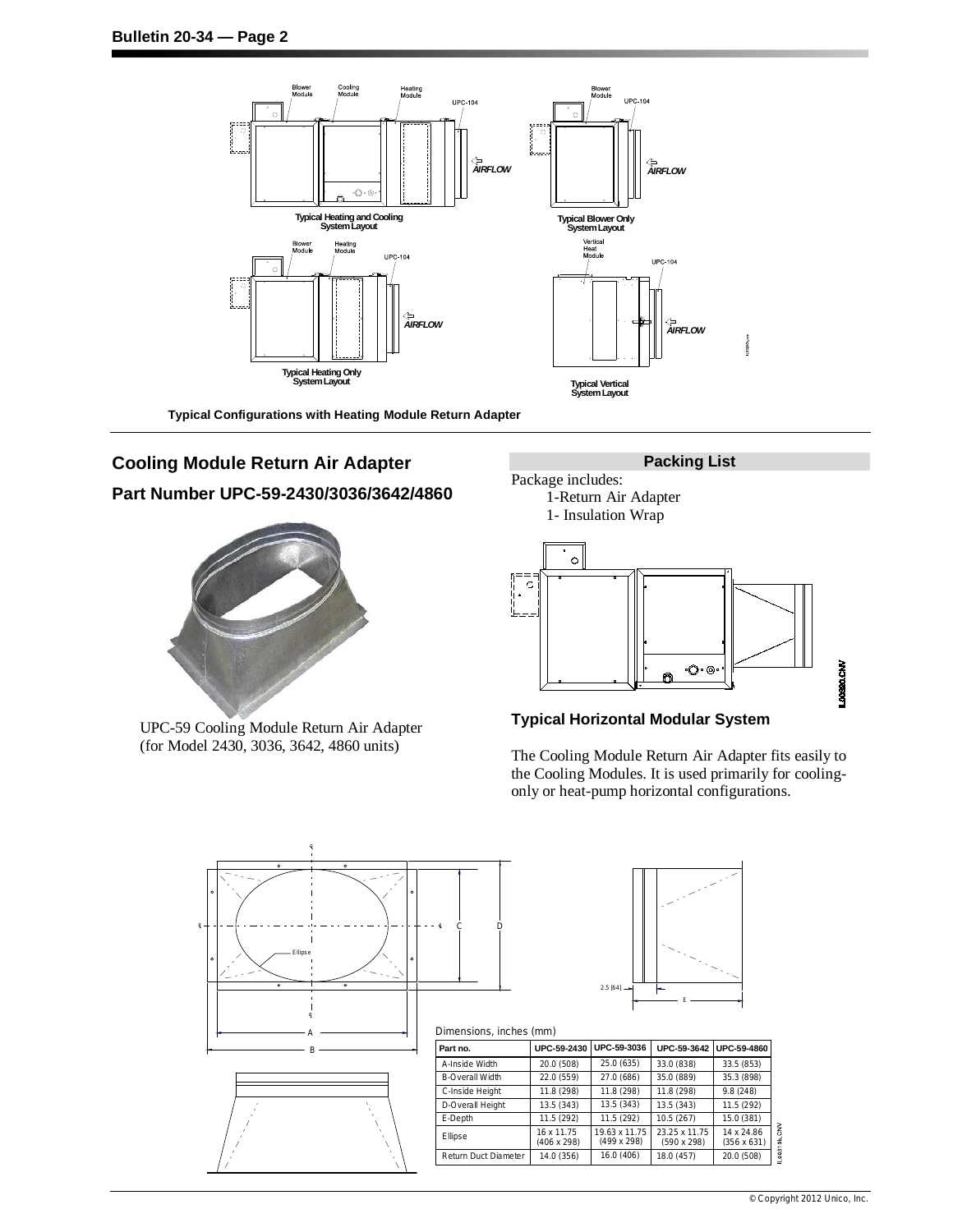Blower Module

Cooling Module

Heating Module

UPC-104

AIRFLOW

Typical Heating and Cooling System Layout

Blower Module

UPC-104

AIRFLOW

Typical Blower Only System Layout

Blower Module

Heating Module

UPC-104

AIRFLOW

Typical Heating Only System Layout

Vertical Heat Module

UPC-104

AIRFLOW

Typical Vertical System Layout

**Typical Configurations with Heating Module Return Adapter**

## Cooling Module Return Air Adapter

### Part Number UPC-59-2430/3036/3642/4860

UPC-59 Cooling Module Return Air Adapter (for Model 2430, 3036, 3642, 4860 units)

**Packing List**

Package includes:

- 1-Return Air Adapter
- 1- Insulation Wrap

IL00380.CNV

**Typical Horizontal Modular System**

The Cooling Module Return Air Adapter fits easily to the Cooling Modules. It is used primarily for cooling-only or heat-pump horizontal configurations.

Ellipse

A

B

C

D

2.5 [64]

E

Dimensions, inches (mm)

| Part no. | UPC-59-2430 | UPC-59-3036 | UPC-59-3642 | UPC-59-4860 |
|---|---|---|---|---|
| A-Inside Width | 20.0 (508) | 25.0 (635) | 33.0 (838) | 33.5 (853) |
| B-Overall Width | 22.0 (559) | 27.0 (686) | 35.0 (889) | 35.3 (898) |
| C-Inside Height | 11.8 (298) | 11.8 (298) | 11.8 (298) | 9.8 (248) |
| D-Overall Height | 13.5 (343) | 13.5 (343) | 13.5 (343) | 11.5 (292) |
| E-Depth | 11.5 (292) | 11.5 (292) | 10.5 (267) | 15.0 (381) |
| Ellipse | 16 x 11.75 (406 x 298) | 19.63 x 11.75 (499 x 298) | 23.25 x 11.75 (590 x 298) | 14 x 24.86 (356 x 631) |
| Return Duct Diameter | 14.0 (356) | 16.0 (406) | 18.0 (457) | 20.0 (508) |

IL00319b.CNV

© Copyright 2012 Unico, Inc.